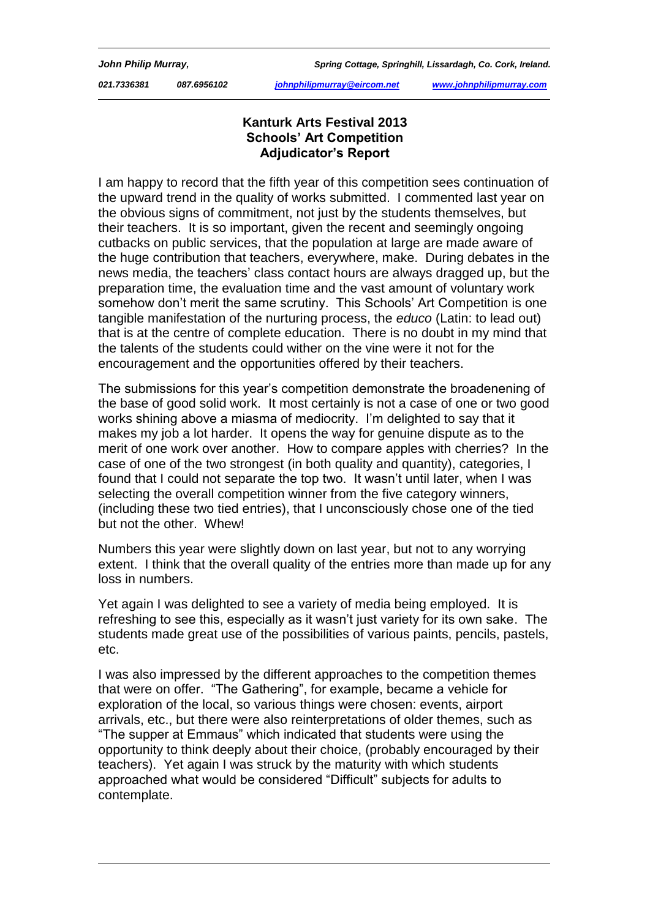*John Philip Murray,* *Spring Cottage, Springhill, Lissardagh, Co. Cork, Ireland.*

*021.7336381* *087.6956102* *johnphilipmurray@eircom.net* *www.johnphilipmurray.com*

# Kanturk Arts Festival 2013
## Schools' Art Competition
## Adjudicator's Report

I am happy to record that the fifth year of this competition sees continuation of the upward trend in the quality of works submitted. I commented last year on the obvious signs of commitment, not just by the students themselves, but their teachers. It is so important, given the recent and seemingly ongoing cutbacks on public services, that the population at large are made aware of the huge contribution that teachers, everywhere, make. During debates in the news media, the teachers' class contact hours are always dragged up, but the preparation time, the evaluation time and the vast amount of voluntary work somehow don't merit the same scrutiny. This Schools' Art Competition is one tangible manifestation of the nurturing process, the *educo* (Latin: to lead out) that is at the centre of complete education. There is no doubt in my mind that the talents of the students could wither on the vine were it not for the encouragement and the opportunities offered by their teachers.

The submissions for this year's competition demonstrate the broadenening of the base of good solid work. It most certainly is not a case of one or two good works shining above a miasma of mediocrity. I'm delighted to say that it makes my job a lot harder. It opens the way for genuine dispute as to the merit of one work over another. How to compare apples with cherries? In the case of one of the two strongest (in both quality and quantity), categories, I found that I could not separate the top two. It wasn't until later, when I was selecting the overall competition winner from the five category winners, (including these two tied entries), that I unconsciously chose one of the tied but not the other. Whew!

Numbers this year were slightly down on last year, but not to any worrying extent. I think that the overall quality of the entries more than made up for any loss in numbers.

Yet again I was delighted to see a variety of media being employed. It is refreshing to see this, especially as it wasn't just variety for its own sake. The students made great use of the possibilities of various paints, pencils, pastels, etc.

I was also impressed by the different approaches to the competition themes that were on offer. "The Gathering", for example, became a vehicle for exploration of the local, so various things were chosen: events, airport arrivals, etc., but there were also reinterpretations of older themes, such as "The supper at Emmaus" which indicated that students were using the opportunity to think deeply about their choice, (probably encouraged by their teachers). Yet again I was struck by the maturity with which students approached what would be considered "Difficult" subjects for adults to contemplate.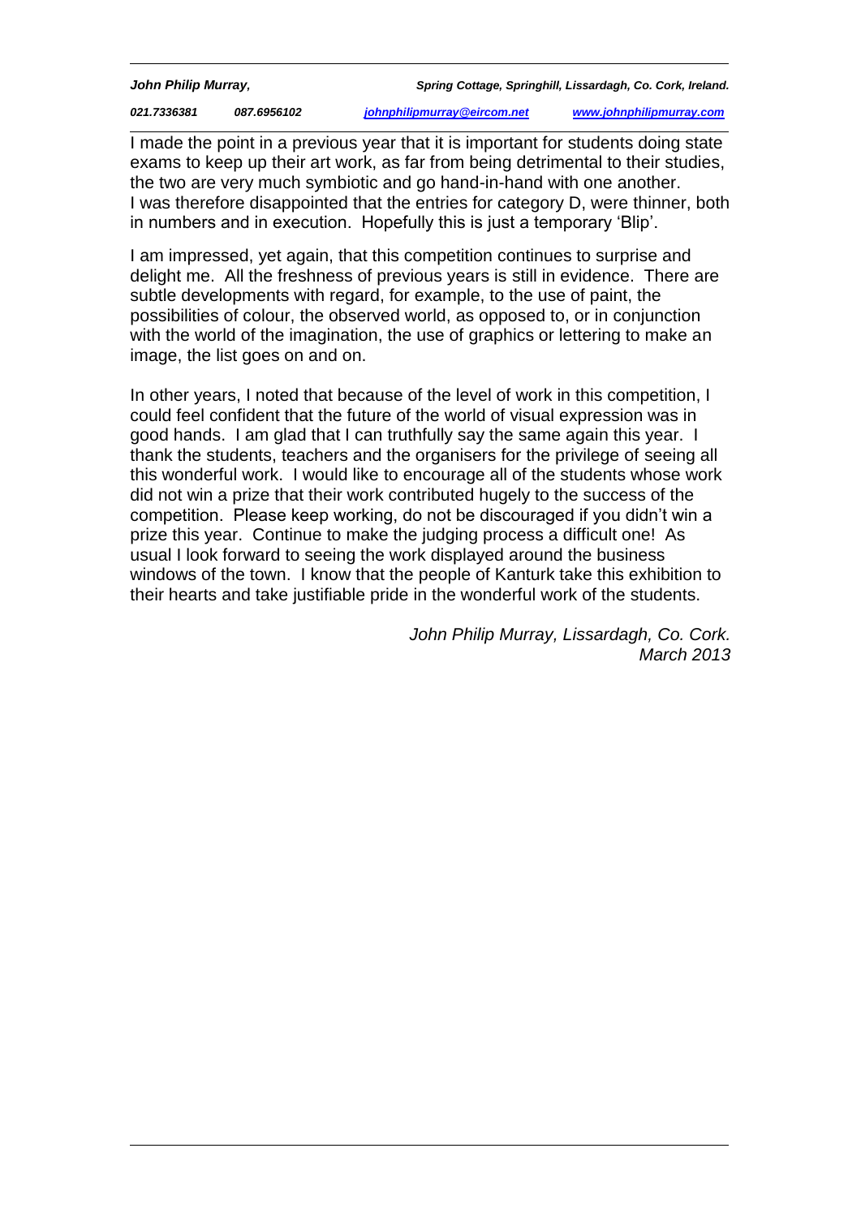I made the point in a previous year that it is important for students doing state exams to keep up their art work, as far from being detrimental to their studies, the two are very much symbiotic and go hand-in-hand with one another. I was therefore disappointed that the entries for category D, were thinner, both in numbers and in execution. Hopefully this is just a temporary 'Blip'.

I am impressed, yet again, that this competition continues to surprise and delight me. All the freshness of previous years is still in evidence. There are subtle developments with regard, for example, to the use of paint, the possibilities of colour, the observed world, as opposed to, or in conjunction with the world of the imagination, the use of graphics or lettering to make an image, the list goes on and on.

In other years, I noted that because of the level of work in this competition, I could feel confident that the future of the world of visual expression was in good hands. I am glad that I can truthfully say the same again this year. I thank the students, teachers and the organisers for the privilege of seeing all this wonderful work. I would like to encourage all of the students whose work did not win a prize that their work contributed hugely to the success of the competition. Please keep working, do not be discouraged if you didn't win a prize this year. Continue to make the judging process a difficult one! As usual I look forward to seeing the work displayed around the business windows of the town. I know that the people of Kanturk take this exhibition to their hearts and take justifiable pride in the wonderful work of the students.

*John Philip Murray, Lissardagh, Co. Cork.*
*March 2013*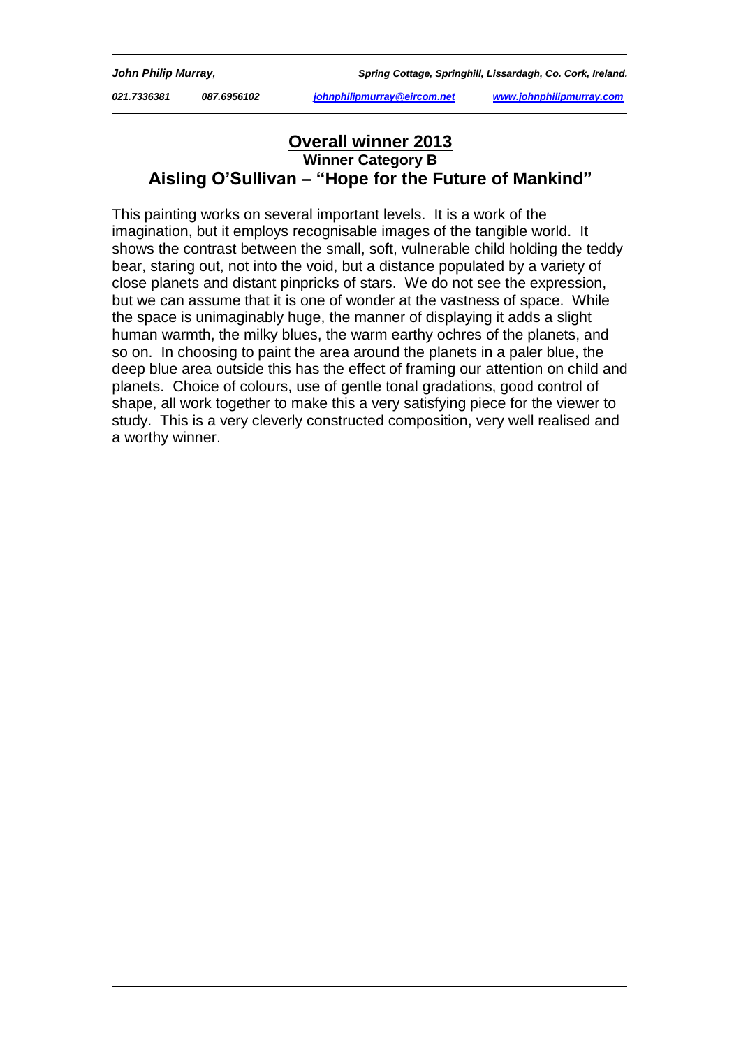## Overall winner 2013

### Winner Category B

### Aisling O'Sullivan – "Hope for the Future of Mankind"

This painting works on several important levels. It is a work of the imagination, but it employs recognisable images of the tangible world. It shows the contrast between the small, soft, vulnerable child holding the teddy bear, staring out, not into the void, but a distance populated by a variety of close planets and distant pinpricks of stars. We do not see the expression, but we can assume that it is one of wonder at the vastness of space. While the space is unimaginably huge, the manner of displaying it adds a slight human warmth, the milky blues, the warm earthy ochres of the planets, and so on. In choosing to paint the area around the planets in a paler blue, the deep blue area outside this has the effect of framing our attention on child and planets. Choice of colours, use of gentle tonal gradations, good control of shape, all work together to make this a very satisfying piece for the viewer to study. This is a very cleverly constructed composition, very well realised and a worthy winner.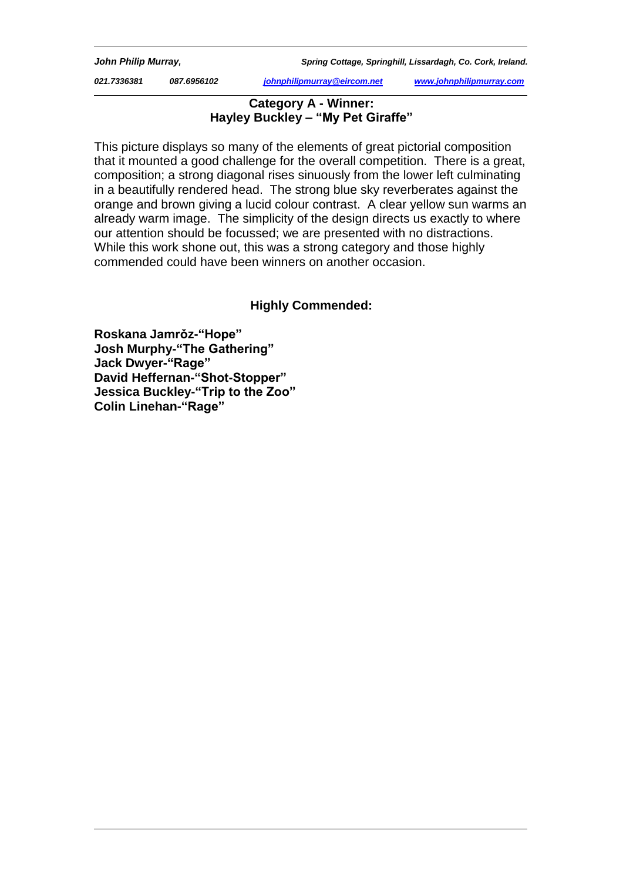## Category A - Winner:
## Hayley Buckley – "My Pet Giraffe"

This picture displays so many of the elements of great pictorial composition that it mounted a good challenge for the overall competition. There is a great, composition; a strong diagonal rises sinuously from the lower left culminating in a beautifully rendered head. The strong blue sky reverberates against the orange and brown giving a lucid colour contrast. A clear yellow sun warms an already warm image. The simplicity of the design directs us exactly to where our attention should be focussed; we are presented with no distractions. While this work shone out, this was a strong category and those highly commended could have been winners on another occasion.

### Highly Commended:

**Roskana Jamrǒz-"Hope"**
**Josh Murphy-"The Gathering"**
**Jack Dwyer-"Rage"**
**David Heffernan-"Shot-Stopper"**
**Jessica Buckley-"Trip to the Zoo"**
**Colin Linehan-"Rage"**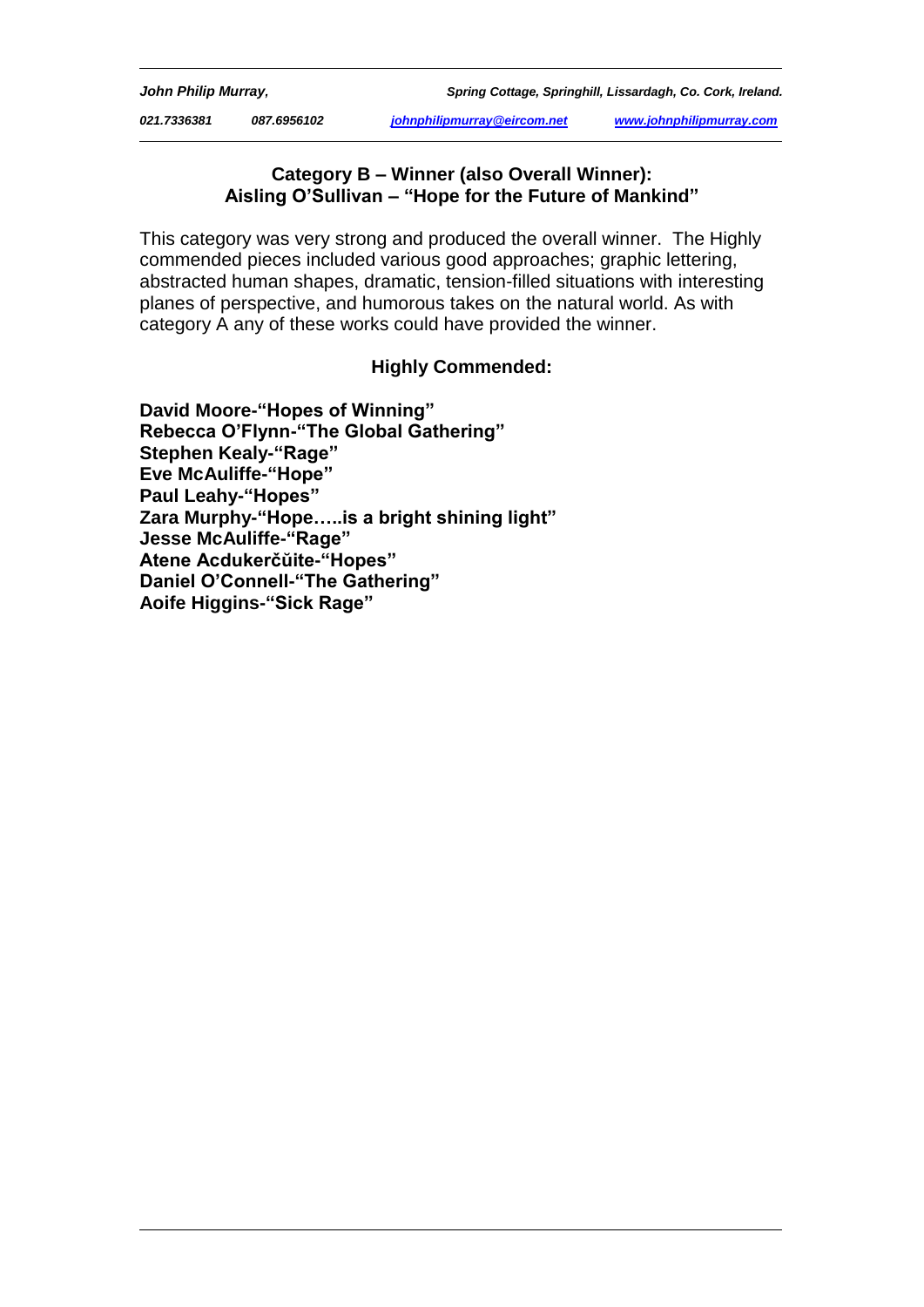## Category B – Winner (also Overall Winner):
## Aisling O'Sullivan – "Hope for the Future of Mankind"

This category was very strong and produced the overall winner. The Highly commended pieces included various good approaches; graphic lettering, abstracted human shapes, dramatic, tension-filled situations with interesting planes of perspective, and humorous takes on the natural world. As with category A any of these works could have provided the winner.

### Highly Commended:

**David Moore-"Hopes of Winning"**
**Rebecca O'Flynn-"The Global Gathering"**
**Stephen Kealy-"Rage"**
**Eve McAuliffe-"Hope"**
**Paul Leahy-"Hopes"**
**Zara Murphy-"Hope…..is a bright shining light"**
**Jesse McAuliffe-"Rage"**
**Atene Acdukerčŭite-"Hopes"**
**Daniel O'Connell-"The Gathering"**
**Aoife Higgins-"Sick Rage"**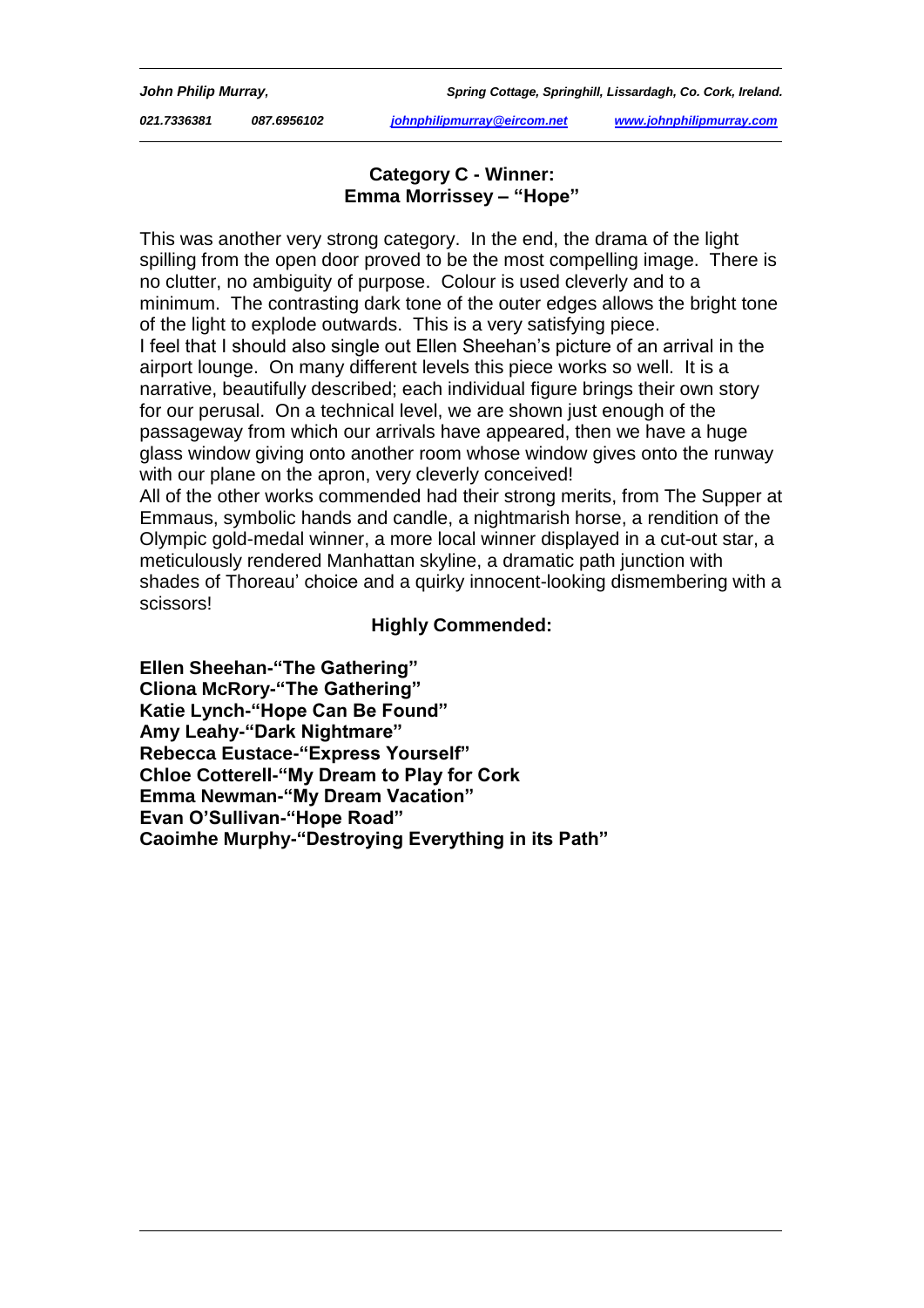## Category C - Winner:
## Emma Morrissey – "Hope"

This was another very strong category. In the end, the drama of the light spilling from the open door proved to be the most compelling image. There is no clutter, no ambiguity of purpose. Colour is used cleverly and to a minimum. The contrasting dark tone of the outer edges allows the bright tone of the light to explode outwards. This is a very satisfying piece.

I feel that I should also single out Ellen Sheehan's picture of an arrival in the airport lounge. On many different levels this piece works so well. It is a narrative, beautifully described; each individual figure brings their own story for our perusal. On a technical level, we are shown just enough of the passageway from which our arrivals have appeared, then we have a huge glass window giving onto another room whose window gives onto the runway with our plane on the apron, very cleverly conceived!

All of the other works commended had their strong merits, from The Supper at Emmaus, symbolic hands and candle, a nightmarish horse, a rendition of the Olympic gold-medal winner, a more local winner displayed in a cut-out star, a meticulously rendered Manhattan skyline, a dramatic path junction with shades of Thoreau' choice and a quirky innocent-looking dismembering with a scissors!

### Highly Commended:

**Ellen Sheehan-"The Gathering"**
**Cliona McRory-"The Gathering"**
**Katie Lynch-"Hope Can Be Found"**
**Amy Leahy-"Dark Nightmare"**
**Rebecca Eustace-"Express Yourself"**
**Chloe Cotterell-"My Dream to Play for Cork**
**Emma Newman-"My Dream Vacation"**
**Evan O'Sullivan-"Hope Road"**
**Caoimhe Murphy-"Destroying Everything in its Path"**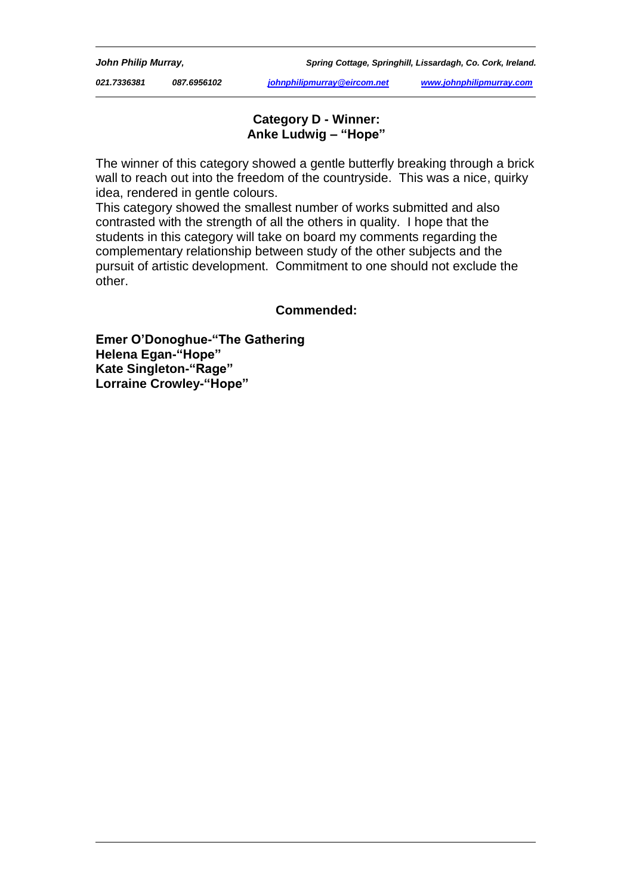**Category D - Winner:**
**Anke Ludwig – "Hope"**

The winner of this category showed a gentle butterfly breaking through a brick wall to reach out into the freedom of the countryside. This was a nice, quirky idea, rendered in gentle colours.
This category showed the smallest number of works submitted and also contrasted with the strength of all the others in quality. I hope that the students in this category will take on board my comments regarding the complementary relationship between study of the other subjects and the pursuit of artistic development. Commitment to one should not exclude the other.

**Commended:**

**Emer O'Donoghue-"The Gathering**
**Helena Egan-"Hope"**
**Kate Singleton-"Rage"**
**Lorraine Crowley-"Hope"**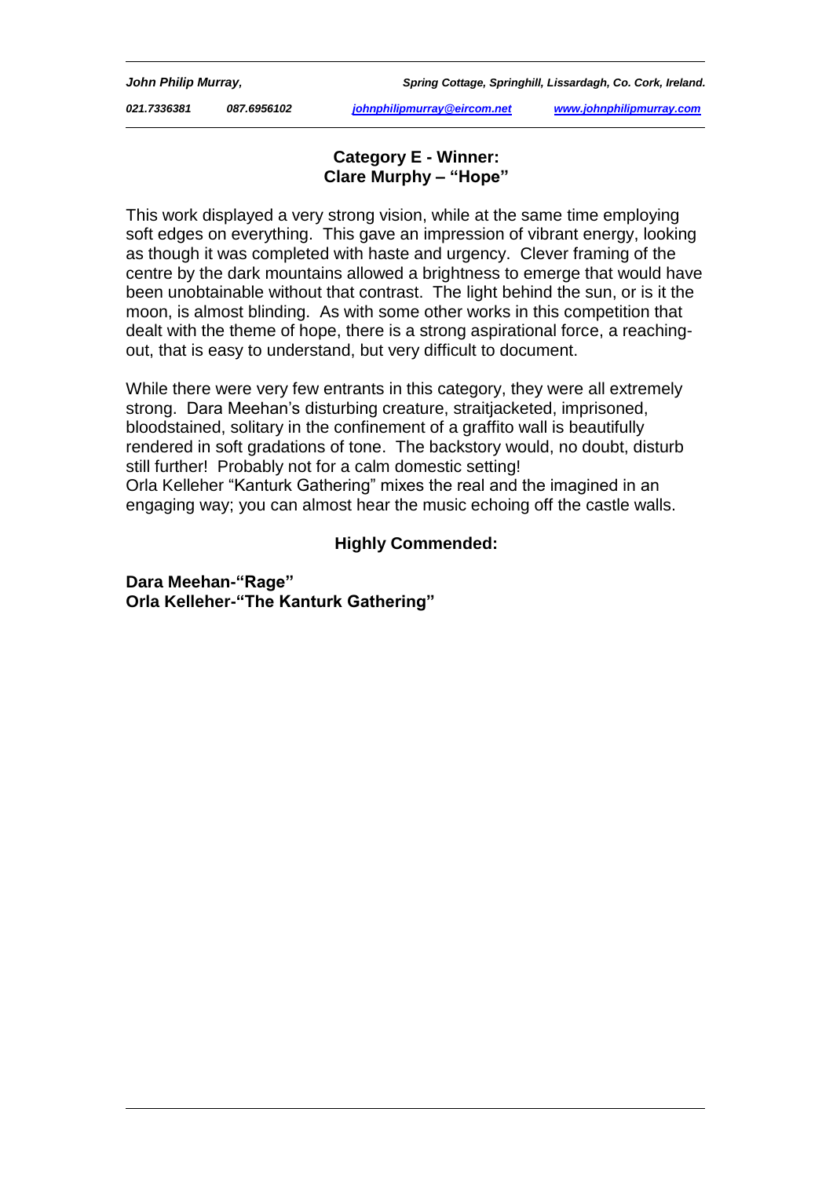### Category E - Winner:
### Clare Murphy – "Hope"

This work displayed a very strong vision, while at the same time employing soft edges on everything. This gave an impression of vibrant energy, looking as though it was completed with haste and urgency. Clever framing of the centre by the dark mountains allowed a brightness to emerge that would have been unobtainable without that contrast. The light behind the sun, or is it the moon, is almost blinding. As with some other works in this competition that dealt with the theme of hope, there is a strong aspirational force, a reaching-out, that is easy to understand, but very difficult to document.

While there were very few entrants in this category, they were all extremely strong. Dara Meehan's disturbing creature, straitjacketed, imprisoned, bloodstained, solitary in the confinement of a graffito wall is beautifully rendered in soft gradations of tone. The backstory would, no doubt, disturb still further! Probably not for a calm domestic setting!
Orla Kelleher "Kanturk Gathering" mixes the real and the imagined in an engaging way; you can almost hear the music echoing off the castle walls.

### Highly Commended:

**Dara Meehan-"Rage"**
**Orla Kelleher-"The Kanturk Gathering"**